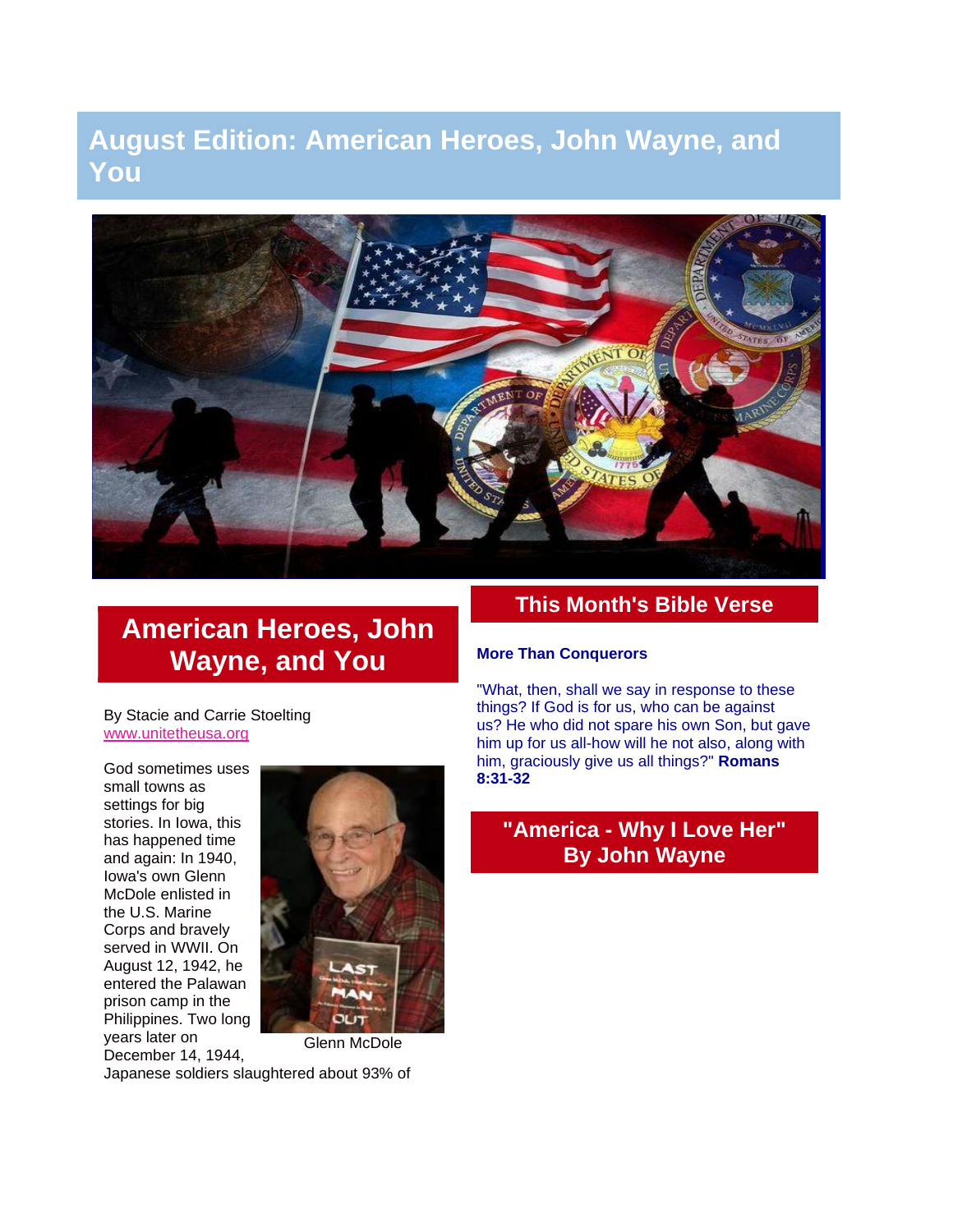# August Edition: American Heroes, John Wayne, and You

## American Heroes, John Wayne, and You

By Stacie and Carrie Stoelting
www.unitetheusa.org

God sometimes uses small towns as settings for big stories. In Iowa, this has happened time and again: In 1940, Iowa's own Glenn McDole enlisted in the U.S. Marine Corps and bravely served in WWII. On August 12, 1942, he entered the Palawan prison camp in the Philippines. Two long years later on December 14, 1944, Japanese soldiers slaughtered about 93% of

Glenn McDole

## This Month's Bible Verse

**More Than Conquerors**

"What, then, shall we say in response to these things? If God is for us, who can be against us? He who did not spare his own Son, but gave him up for us all-how will he not also, along with him, graciously give us all things?" **Romans 8:31-32**

## "America - Why I Love Her" By John Wayne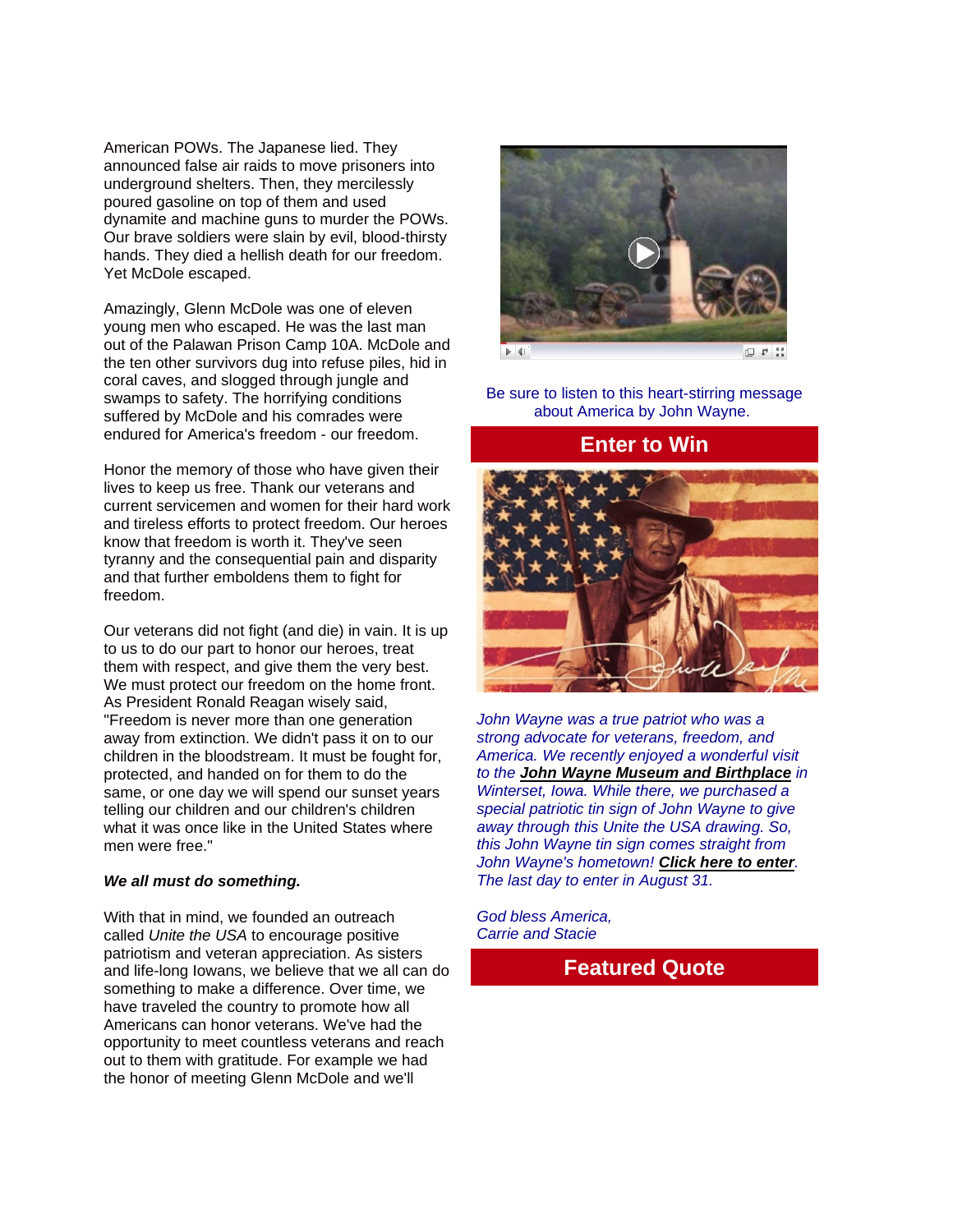American POWs. The Japanese lied. They announced false air raids to move prisoners into underground shelters. Then, they mercilessly poured gasoline on top of them and used dynamite and machine guns to murder the POWs. Our brave soldiers were slain by evil, blood-thirsty hands. They died a hellish death for our freedom. Yet McDole escaped.

Amazingly, Glenn McDole was one of eleven young men who escaped. He was the last man out of the Palawan Prison Camp 10A. McDole and the ten other survivors dug into refuse piles, hid in coral caves, and slogged through jungle and swamps to safety. The horrifying conditions suffered by McDole and his comrades were endured for America's freedom - our freedom.

Honor the memory of those who have given their lives to keep us free. Thank our veterans and current servicemen and women for their hard work and tireless efforts to protect freedom. Our heroes know that freedom is worth it. They've seen tyranny and the consequential pain and disparity and that further emboldens them to fight for freedom.

Our veterans did not fight (and die) in vain. It is up to us to do our part to honor our heroes, treat them with respect, and give them the very best. We must protect our freedom on the home front. As President Ronald Reagan wisely said, "Freedom is never more than one generation away from extinction. We didn't pass it on to our children in the bloodstream. It must be fought for, protected, and handed on for them to do the same, or one day we will spend our sunset years telling our children and our children's children what it was once like in the United States where men were free."

***We all must do something.***

With that in mind, we founded an outreach called *Unite the USA* to encourage positive patriotism and veteran appreciation. As sisters and life-long Iowans, we believe that we all can do something to make a difference. Over time, we have traveled the country to promote how all Americans can honor veterans. We've had the opportunity to meet countless veterans and reach out to them with gratitude. For example we had the honor of meeting Glenn McDole and we'll

Be sure to listen to this heart-stirring message about America by John Wayne.

## Enter to Win

*John Wayne was a true patriot who was a strong advocate for veterans, freedom, and America. We recently enjoyed a wonderful visit to the* ***John Wayne Museum and Birthplace*** *in Winterset, Iowa. While there, we purchased a special patriotic tin sign of John Wayne to give away through this Unite the USA drawing. So, this John Wayne tin sign comes straight from John Wayne's hometown!* ***Click here to enter****. The last day to enter in August 31.*

*God bless America,*
*Carrie and Stacie*

## Featured Quote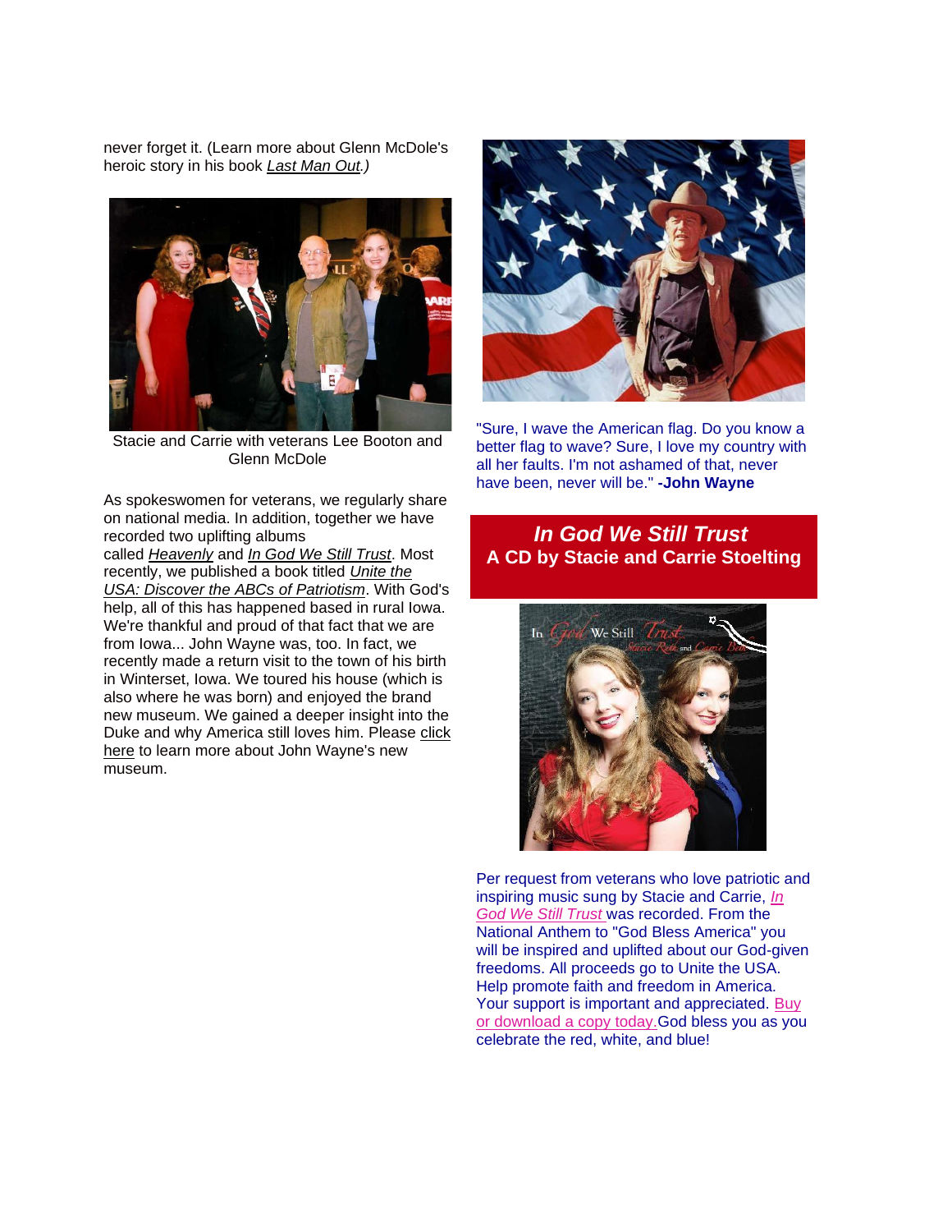never forget it. (Learn more about Glenn McDole's heroic story in his book *Last Man Out*.)

Stacie and Carrie with veterans Lee Booton and Glenn McDole

As spokeswomen for veterans, we regularly share on national media. In addition, together we have recorded two uplifting albums called *Heavenly* and *In God We Still Trust*. Most recently, we published a book titled *Unite the USA: Discover the ABCs of Patriotism*. With God's help, all of this has happened based in rural Iowa. We're thankful and proud of that fact that we are from Iowa... John Wayne was, too. In fact, we recently made a return visit to the town of his birth in Winterset, Iowa. We toured his house (which is also where he was born) and enjoyed the brand new museum. We gained a deeper insight into the Duke and why America still loves him. Please click here to learn more about John Wayne's new museum.

"Sure, I wave the American flag. Do you know a better flag to wave? Sure, I love my country with all her faults. I'm not ashamed of that, never have been, never will be." **-John Wayne**

## *In God We Still Trust*
## A CD by Stacie and Carrie Stoelting

Per request from veterans who love patriotic and inspiring music sung by Stacie and Carrie, *In God We Still Trust* was recorded. From the National Anthem to "God Bless America" you will be inspired and uplifted about our God-given freedoms. All proceeds go to Unite the USA. Help promote faith and freedom in America. Your support is important and appreciated. Buy or download a copy today. God bless you as you celebrate the red, white, and blue!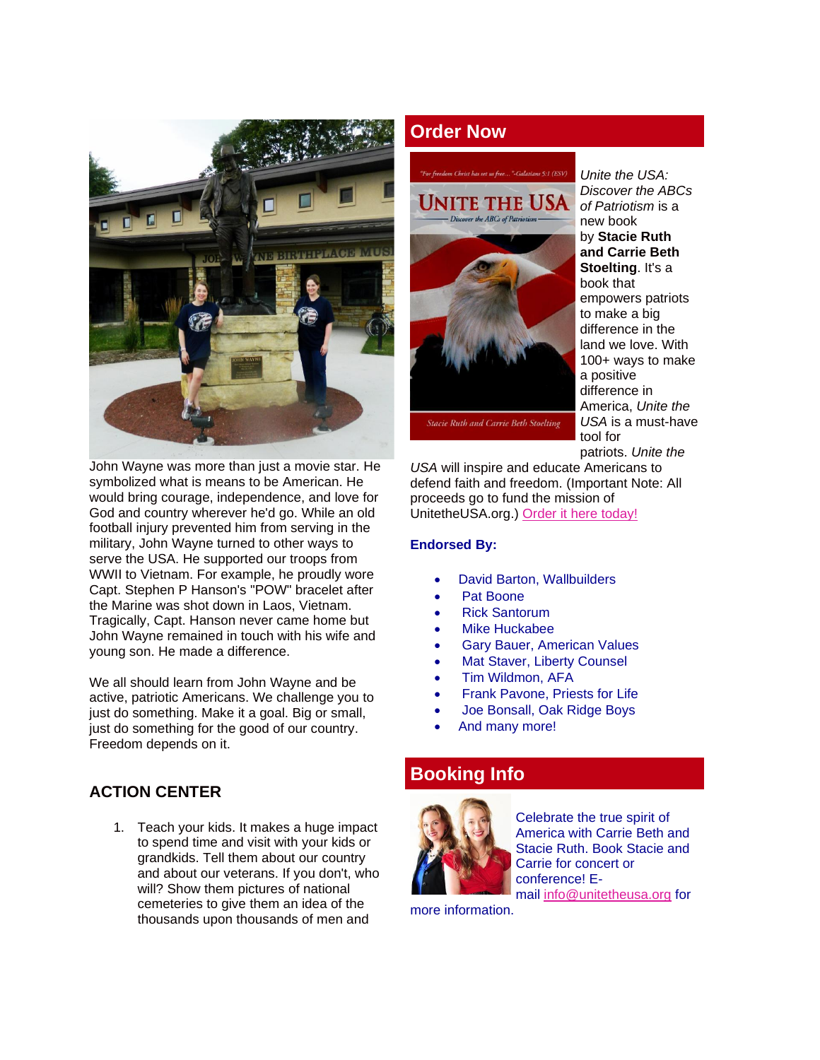John Wayne was more than just a movie star. He symbolized what is means to be American. He would bring courage, independence, and love for God and country wherever he'd go. While an old football injury prevented him from serving in the military, John Wayne turned to other ways to serve the USA. He supported our troops from WWII to Vietnam. For example, he proudly wore Capt. Stephen P Hanson's "POW" bracelet after the Marine was shot down in Laos, Vietnam. Tragically, Capt. Hanson never came home but John Wayne remained in touch with his wife and young son. He made a difference.

We all should learn from John Wayne and be active, patriotic Americans. We challenge you to just do something. Make it a goal. Big or small, just do something for the good of our country. Freedom depends on it.

## ACTION CENTER

1. Teach your kids. It makes a huge impact to spend time and visit with your kids or grandkids. Tell them about our country and about our veterans. If you don't, who will? Show them pictures of national cemeteries to give them an idea of the thousands upon thousands of men and

## Order Now

*Unite the USA: Discover the ABCs of Patriotism* is a new book by **Stacie Ruth and Carrie Beth Stoelting**. It's a book that empowers patriots to make a big difference in the land we love. With 100+ ways to make a positive difference in America, *Unite the USA* is a must-have tool for patriots. *Unite the USA* will inspire and educate Americans to defend faith and freedom. (Important Note: All proceeds go to fund the mission of UnitetheUSA.org.) Order it here today!

**Endorsed By:**

- David Barton, Wallbuilders
- Pat Boone
- Rick Santorum
- Mike Huckabee
- Gary Bauer, American Values
- Mat Staver, Liberty Counsel
- Tim Wildmon, AFA
- Frank Pavone, Priests for Life
- Joe Bonsall, Oak Ridge Boys
- And many more!

## Booking Info

Celebrate the true spirit of America with Carrie Beth and Stacie Ruth. Book Stacie and Carrie for concert or conference! E-mail info@unitetheusa.org for more information.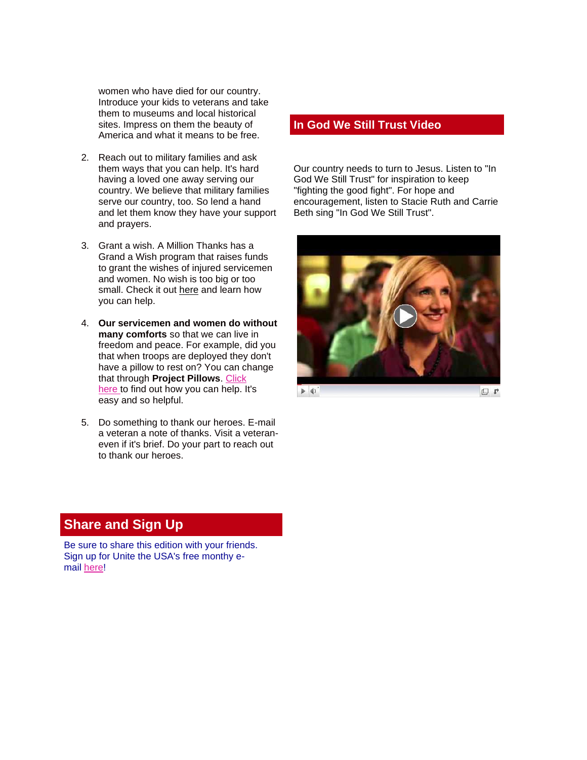women who have died for our country. Introduce your kids to veterans and take them to museums and local historical sites. Impress on them the beauty of America and what it means to be free.

2. Reach out to military families and ask them ways that you can help. It's hard having a loved one away serving our country. We believe that military families serve our country, too. So lend a hand and let them know they have your support and prayers.

3. Grant a wish. A Million Thanks has a Grand a Wish program that raises funds to grant the wishes of injured servicemen and women. No wish is too big or too small. Check it out here and learn how you can help.

4. **Our servicemen and women do without many comforts** so that we can live in freedom and peace. For example, did you know that when troops are deployed they don't have a pillow to rest on? You can change that through **Project Pillows**. Click here to find out how you can help. It's easy and so helpful.

5. Do something to thank our heroes. E-mail a veteran a note of thanks. Visit a veteran- even if it's brief. Do your part to reach out to thank our heroes.

## In God We Still Trust Video

Our country needs to turn to Jesus. Listen to "In God We Still Trust" for inspiration to keep "fighting the good fight". For hope and encouragement, listen to Stacie Ruth and Carrie Beth sing "In God We Still Trust".

## Share and Sign Up

Be sure to share this edition with your friends. Sign up for Unite the USA's free monthy e-mail here!